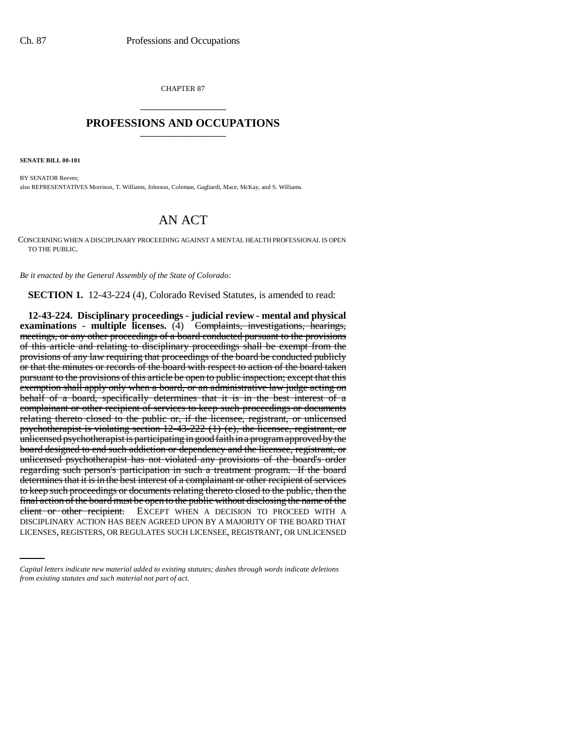CHAPTER 87

## PROFESSIONS AND OCCUPATIONS

**SENATE BILL 00-101**

BY SENATOR Reeves;
also REPRESENTATIVES Morrison, T. Williams, Johnson, Coleman, Gagliardi, Mace, McKay, and S. Williams.

# AN ACT

CONCERNING WHEN A DISCIPLINARY PROCEEDING AGAINST A MENTAL HEALTH PROFESSIONAL IS OPEN TO THE PUBLIC.

*Be it enacted by the General Assembly of the State of Colorado:*

**SECTION 1.** 12-43-224 (4), Colorado Revised Statutes, is amended to read:

**12-43-224. Disciplinary proceedings - judicial review - mental and physical examinations - multiple licenses.** (4) ~~Complaints, investigations, hearings, meetings, or any other proceedings of a board conducted pursuant to the provisions of this article and relating to disciplinary proceedings shall be exempt from the provisions of any law requiring that proceedings of the board be conducted publicly or that the minutes or records of the board with respect to action of the board taken pursuant to the provisions of this article be open to public inspection; except that this exemption shall apply only when a board, or an administrative law judge acting on behalf of a board, specifically determines that it is in the best interest of a complainant or other recipient of services to keep such proceedings or documents relating thereto closed to the public or, if the licensee, registrant, or unlicensed psychotherapist is violating section 12-43-222 (1) (e), the licensee, registrant, or unlicensed psychotherapist is participating in good faith in a program approved by the board designed to end such addiction or dependency and the licensee, registrant, or unlicensed psychotherapist has not violated any provisions of the board's order regarding such person's participation in such a treatment program. If the board determines that it is in the best interest of a complainant or other recipient of services to keep such proceedings or documents relating thereto closed to the public, then the final action of the board must be open to the public without disclosing the name of the client or other recipient.~~ EXCEPT WHEN A DECISION TO PROCEED WITH A DISCIPLINARY ACTION HAS BEEN AGREED UPON BY A MAJORITY OF THE BOARD THAT LICENSES, REGISTERS, OR REGULATES SUCH LICENSEE, REGISTRANT, OR UNLICENSED

*Capital letters indicate new material added to existing statutes; dashes through words indicate deletions from existing statutes and such material not part of act.*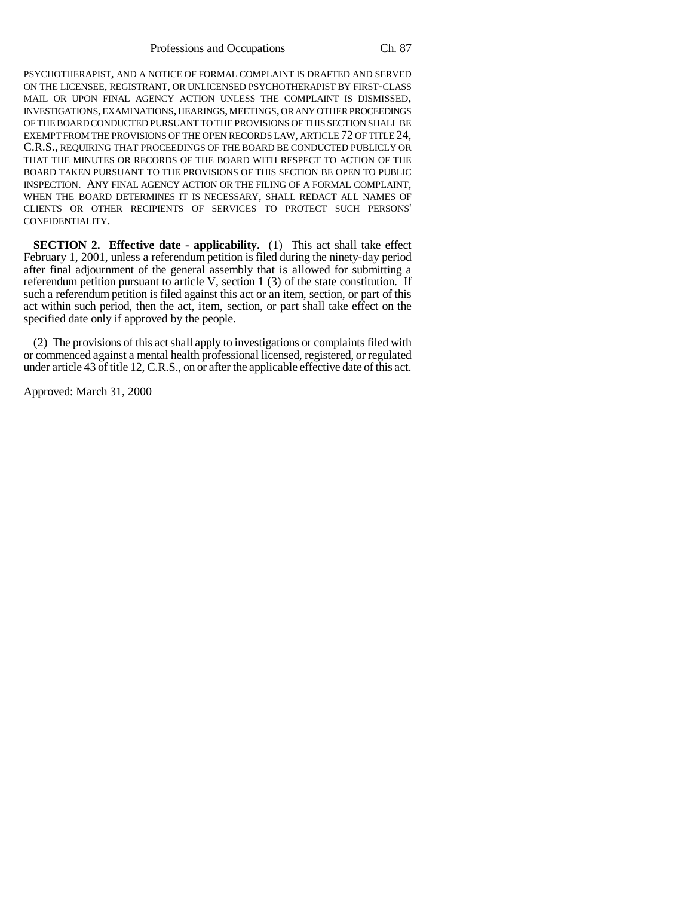PSYCHOTHERAPIST, AND A NOTICE OF FORMAL COMPLAINT IS DRAFTED AND SERVED ON THE LICENSEE, REGISTRANT, OR UNLICENSED PSYCHOTHERAPIST BY FIRST-CLASS MAIL OR UPON FINAL AGENCY ACTION UNLESS THE COMPLAINT IS DISMISSED, INVESTIGATIONS, EXAMINATIONS, HEARINGS, MEETINGS, OR ANY OTHER PROCEEDINGS OF THE BOARD CONDUCTED PURSUANT TO THE PROVISIONS OF THIS SECTION SHALL BE EXEMPT FROM THE PROVISIONS OF THE OPEN RECORDS LAW, ARTICLE 72 OF TITLE 24, C.R.S., REQUIRING THAT PROCEEDINGS OF THE BOARD BE CONDUCTED PUBLICLY OR THAT THE MINUTES OR RECORDS OF THE BOARD WITH RESPECT TO ACTION OF THE BOARD TAKEN PURSUANT TO THE PROVISIONS OF THIS SECTION BE OPEN TO PUBLIC INSPECTION. ANY FINAL AGENCY ACTION OR THE FILING OF A FORMAL COMPLAINT, WHEN THE BOARD DETERMINES IT IS NECESSARY, SHALL REDACT ALL NAMES OF CLIENTS OR OTHER RECIPIENTS OF SERVICES TO PROTECT SUCH PERSONS' CONFIDENTIALITY.

**SECTION 2. Effective date - applicability.** (1) This act shall take effect February 1, 2001, unless a referendum petition is filed during the ninety-day period after final adjournment of the general assembly that is allowed for submitting a referendum petition pursuant to article V, section 1 (3) of the state constitution. If such a referendum petition is filed against this act or an item, section, or part of this act within such period, then the act, item, section, or part shall take effect on the specified date only if approved by the people.

(2) The provisions of this act shall apply to investigations or complaints filed with or commenced against a mental health professional licensed, registered, or regulated under article 43 of title 12, C.R.S., on or after the applicable effective date of this act.

Approved: March 31, 2000